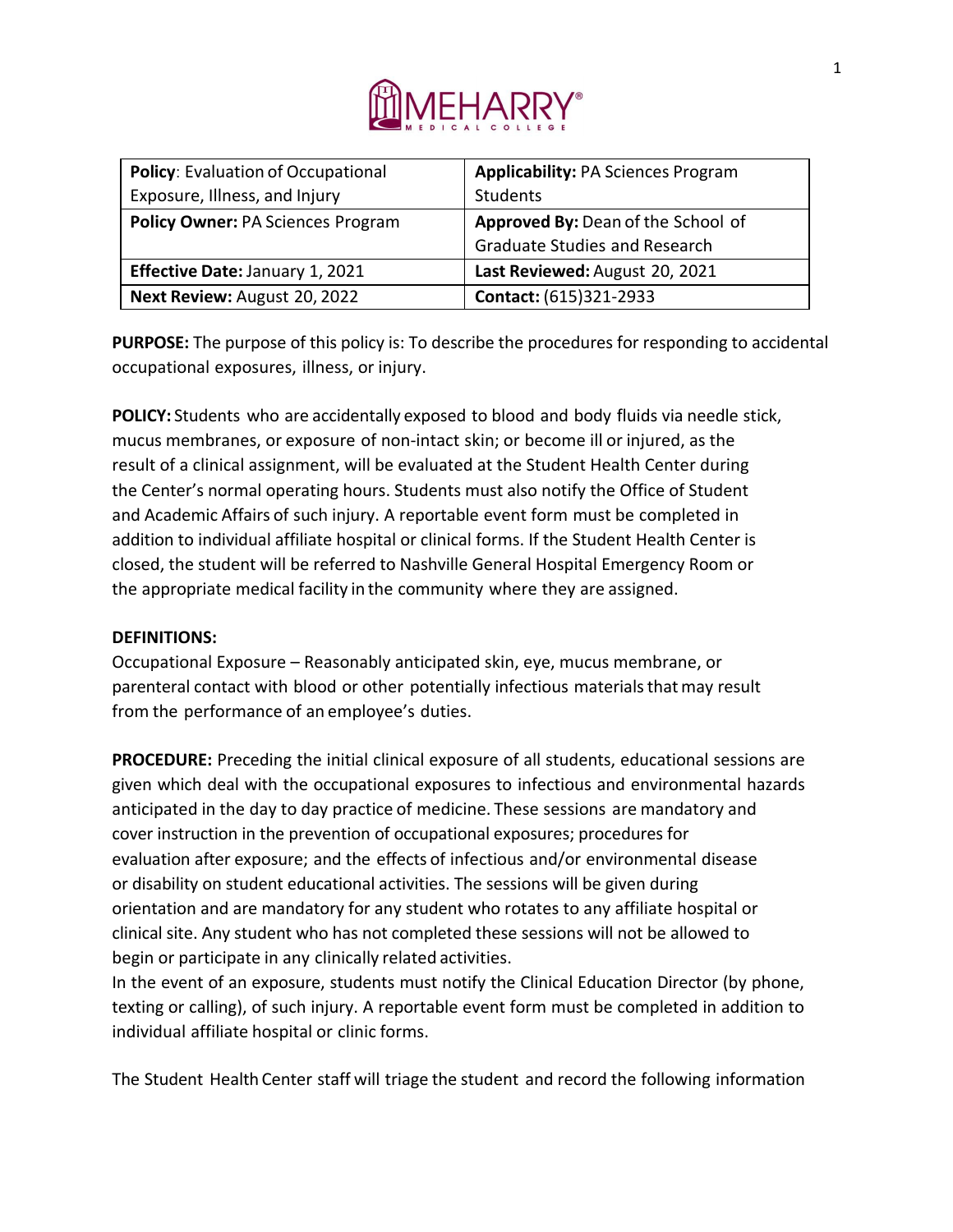| **Policy**: Evaluation of Occupational Exposure, Illness, and Injury | **Applicability:** PA Sciences Program Students |
|---|---|
| **Policy Owner:** PA Sciences Program | **Approved By:** Dean of the School of Graduate Studies and Research |
| **Effective Date:** January 1, 2021 | **Last Reviewed:** August 20, 2021 |
| **Next Review:** August 20, 2022 | **Contact:** (615)321-2933 |

**PURPOSE:** The purpose of this policy is: To describe the procedures for responding to accidental occupational exposures, illness, or injury.

**POLICY:** Students who are accidentally exposed to blood and body fluids via needle stick, mucus membranes, or exposure of non-intact skin; or become ill or injured, as the result of a clinical assignment, will be evaluated at the Student Health Center during the Center's normal operating hours. Students must also notify the Office of Student and Academic Affairs of such injury. A reportable event form must be completed in addition to individual affiliate hospital or clinical forms. If the Student Health Center is closed, the student will be referred to Nashville General Hospital Emergency Room or the appropriate medical facility in the community where they are assigned.

**DEFINITIONS:**

Occupational Exposure – Reasonably anticipated skin, eye, mucus membrane, or parenteral contact with blood or other potentially infectious materials that may result from the performance of an employee's duties.

**PROCEDURE:** Preceding the initial clinical exposure of all students, educational sessions are given which deal with the occupational exposures to infectious and environmental hazards anticipated in the day to day practice of medicine. These sessions are mandatory and cover instruction in the prevention of occupational exposures; procedures for evaluation after exposure; and the effects of infectious and/or environmental disease or disability on student educational activities. The sessions will be given during orientation and are mandatory for any student who rotates to any affiliate hospital or clinical site. Any student who has not completed these sessions will not be allowed to begin or participate in any clinically related activities.

In the event of an exposure, students must notify the Clinical Education Director (by phone, texting or calling), of such injury. A reportable event form must be completed in addition to individual affiliate hospital or clinic forms.

The Student Health Center staff will triage the student and record the following information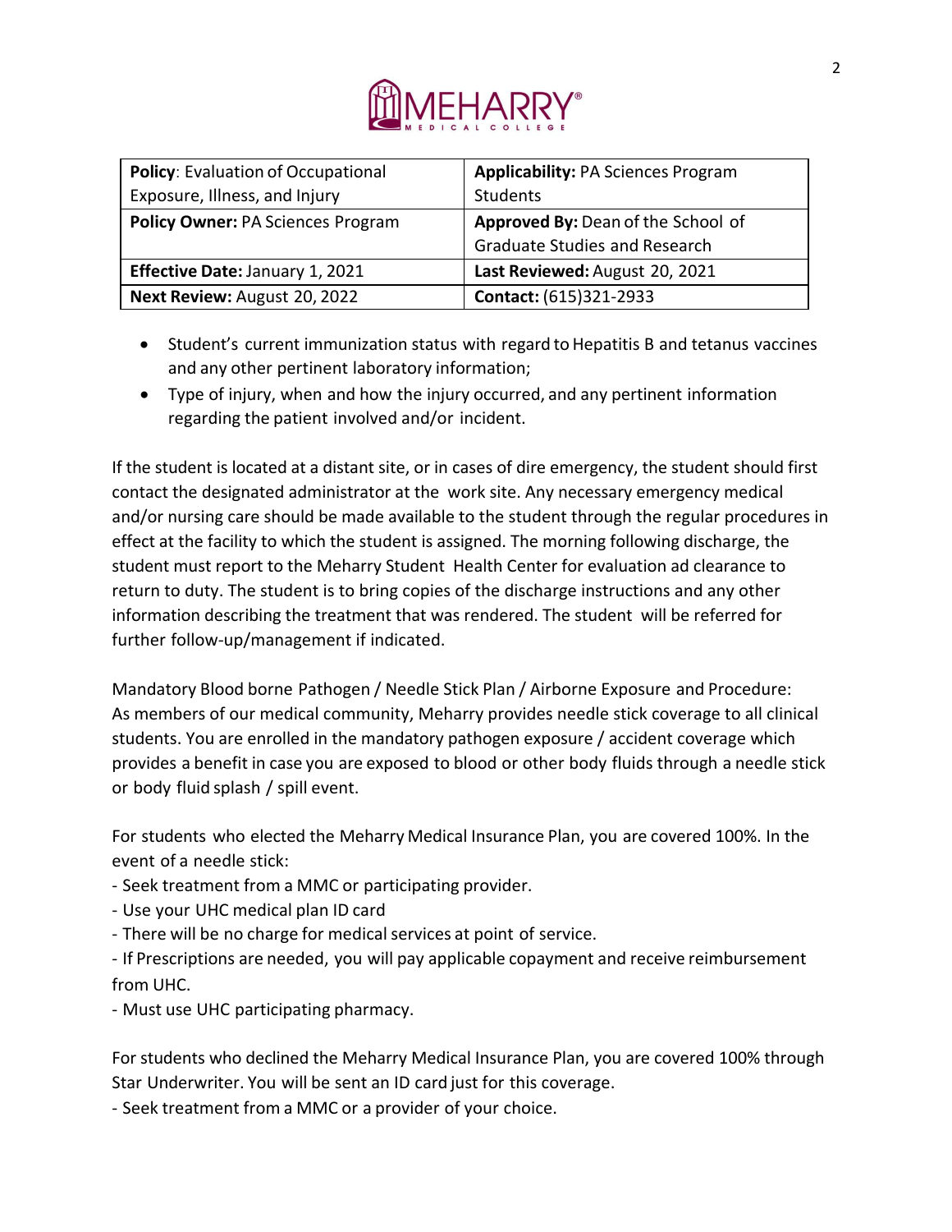| **Policy**: Evaluation of Occupational Exposure, Illness, and Injury | **Applicability:** PA Sciences Program Students |
|---|---|
| **Policy Owner:** PA Sciences Program | **Approved By:** Dean of the School of Graduate Studies and Research |
| **Effective Date:** January 1, 2021 | **Last Reviewed:** August 20, 2021 |
| **Next Review:** August 20, 2022 | **Contact:** (615)321-2933 |

- Student's current immunization status with regard to Hepatitis B and tetanus vaccines and any other pertinent laboratory information;
- Type of injury, when and how the injury occurred, and any pertinent information regarding the patient involved and/or incident.

If the student is located at a distant site, or in cases of dire emergency, the student should first contact the designated administrator at the work site. Any necessary emergency medical and/or nursing care should be made available to the student through the regular procedures in effect at the facility to which the student is assigned. The morning following discharge, the student must report to the Meharry Student Health Center for evaluation ad clearance to return to duty. The student is to bring copies of the discharge instructions and any other information describing the treatment that was rendered. The student will be referred for further follow-up/management if indicated.

Mandatory Blood borne Pathogen / Needle Stick Plan / Airborne Exposure and Procedure: As members of our medical community, Meharry provides needle stick coverage to all clinical students. You are enrolled in the mandatory pathogen exposure / accident coverage which provides a benefit in case you are exposed to blood or other body fluids through a needle stick or body fluid splash / spill event.

For students who elected the Meharry Medical Insurance Plan, you are covered 100%. In the event of a needle stick:

- Seek treatment from a MMC or participating provider.
- Use your UHC medical plan ID card
- There will be no charge for medical services at point of service.
- If Prescriptions are needed, you will pay applicable copayment and receive reimbursement from UHC.
- Must use UHC participating pharmacy.

For students who declined the Meharry Medical Insurance Plan, you are covered 100% through Star Underwriter. You will be sent an ID card just for this coverage.

- Seek treatment from a MMC or a provider of your choice.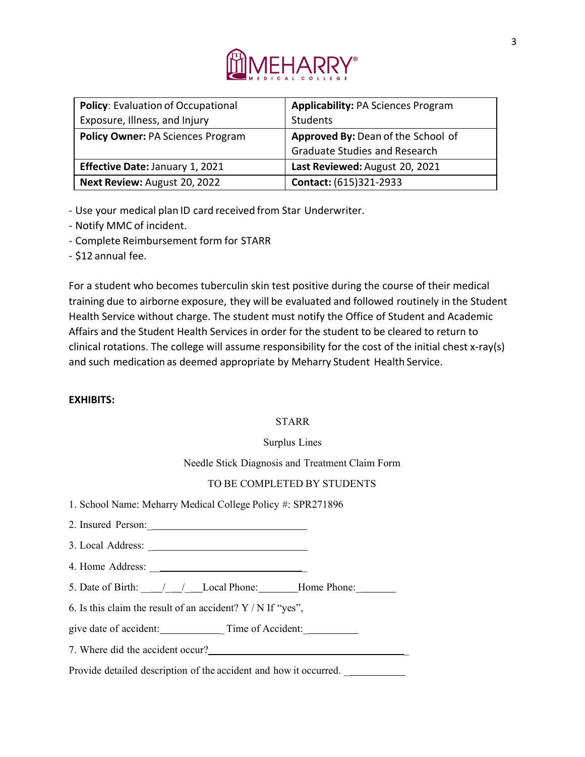| **Policy**: Evaluation of Occupational Exposure, Illness, and Injury | **Applicability:** PA Sciences Program Students |
|---|---|
| **Policy Owner:** PA Sciences Program | **Approved By:** Dean of the School of Graduate Studies and Research |
| **Effective Date:** January 1, 2021 | **Last Reviewed:** August 20, 2021 |
| **Next Review:** August 20, 2022 | **Contact:** (615)321-2933 |

- Use your medical plan ID card received from Star Underwriter.
- Notify MMC of incident.
- Complete Reimbursement form for STARR
- $12 annual fee.

For a student who becomes tuberculin skin test positive during the course of their medical training due to airborne exposure, they will be evaluated and followed routinely in the Student Health Service without charge. The student must notify the Office of Student and Academic Affairs and the Student Health Services in order for the student to be cleared to return to clinical rotations. The college will assume responsibility for the cost of the initial chest x-ray(s) and such medication as deemed appropriate by Meharry Student Health Service.

**EXHIBITS:**

STARR

Surplus Lines

Needle Stick Diagnosis and Treatment Claim Form

TO BE COMPLETED BY STUDENTS

1. School Name: Meharry Medical College Policy #: SPR271896
2. Insured Person:______________________________
3. Local Address: ______________________________
4. Home Address: ______________________________
5. Date of Birth: ___/___/___Local Phone:_______Home Phone:_______
6. Is this claim the result of an accident? Y / N If "yes",

give date of accident:___________ Time of Accident:_________

7. Where did the accident occur?_____________________________________

Provide detailed description of the accident and how it occurred. ___________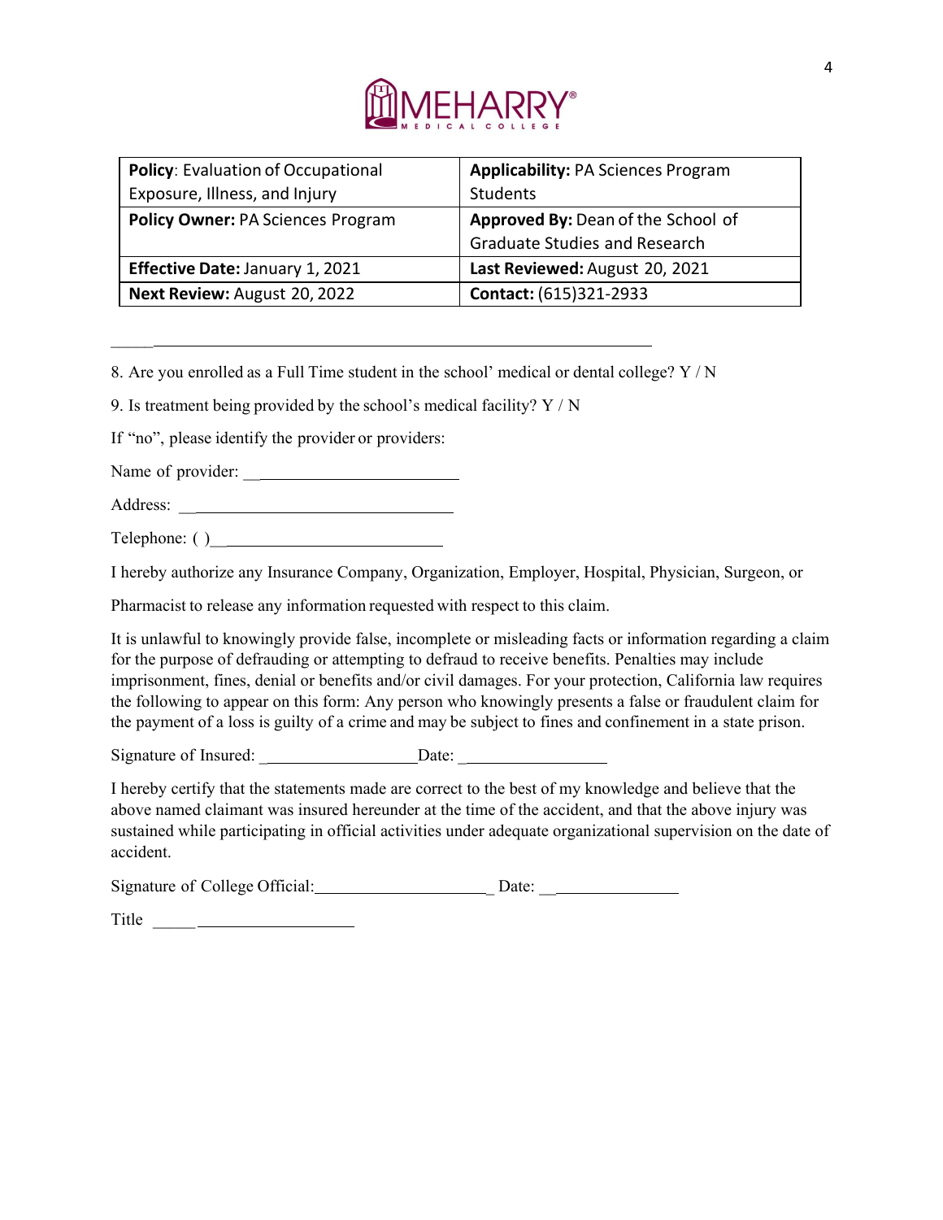| **Policy**: Evaluation of Occupational Exposure, Illness, and Injury | **Applicability:** PA Sciences Program Students |
| --- | --- |
| **Policy Owner:** PA Sciences Program | **Approved By:** Dean of the School of Graduate Studies and Research |
| **Effective Date:** January 1, 2021 | **Last Reviewed:** August 20, 2021 |
| **Next Review:** August 20, 2022 | **Contact:** (615)321-2933 |

______________________________________________________________________

8. Are you enrolled as a Full Time student in the school' medical or dental college? Y / N

9. Is treatment being provided by the school's medical facility? Y / N

If "no", please identify the provider or providers:

Name of provider: ________________________

Address: ________________________________

Telephone: ( )___________________________

I hereby authorize any Insurance Company, Organization, Employer, Hospital, Physician, Surgeon, or

Pharmacist to release any information requested with respect to this claim.

It is unlawful to knowingly provide false, incomplete or misleading facts or information regarding a claim for the purpose of defrauding or attempting to defraud to receive benefits. Penalties may include imprisonment, fines, denial or benefits and/or civil damages. For your protection, California law requires the following to appear on this form: Any person who knowingly presents a false or fraudulent claim for the payment of a loss is guilty of a crime and may be subject to fines and confinement in a state prison.

Signature of Insured: __________________Date: _________________

I hereby certify that the statements made are correct to the best of my knowledge and believe that the above named claimant was insured hereunder at the time of the accident, and that the above injury was sustained while participating in official activities under adequate organizational supervision on the date of accident.

Signature of College Official:_____________________ Date: ________________

Title ________________________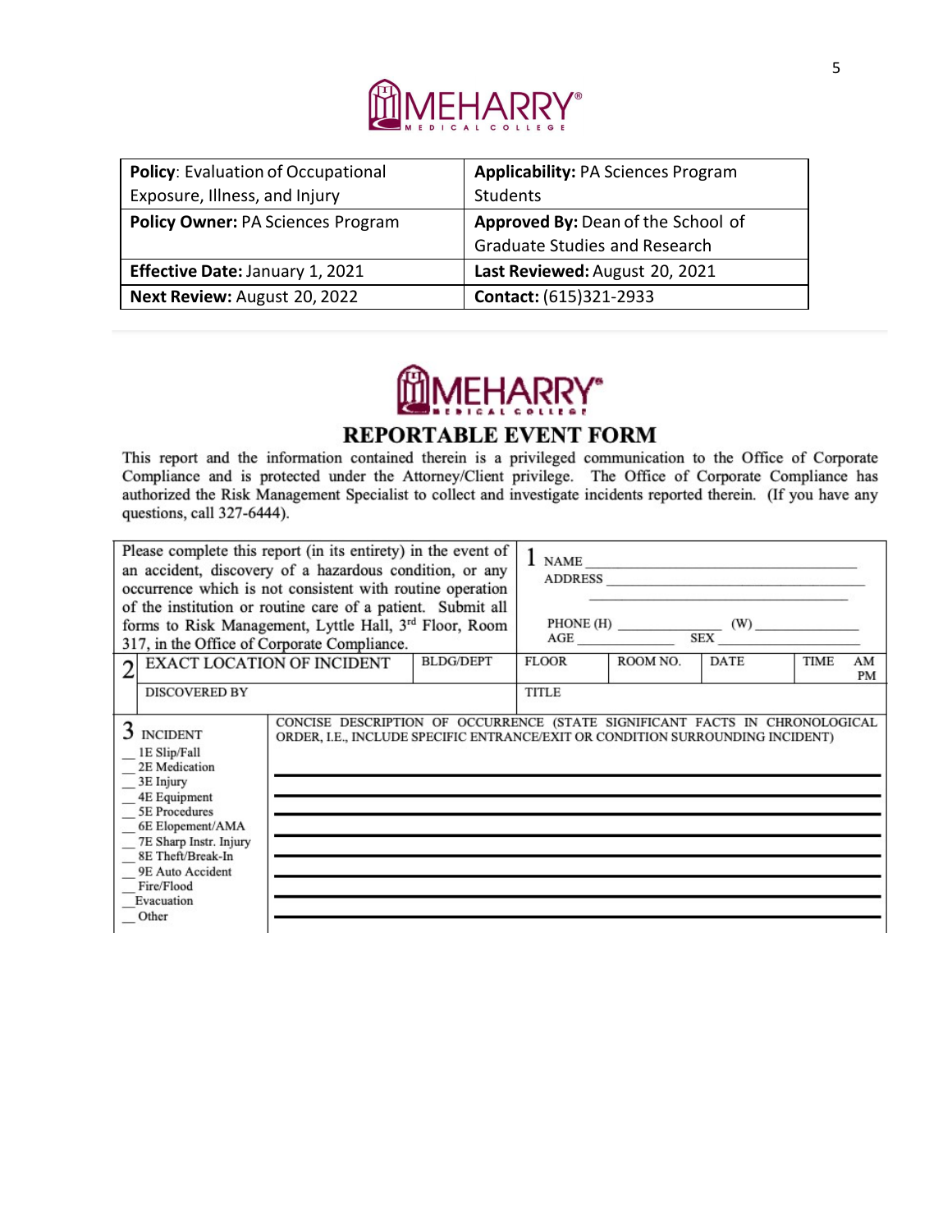| **Policy**: Evaluation of Occupational Exposure, Illness, and Injury | **Applicability:** PA Sciences Program Students |
|---|---|
| **Policy Owner:** PA Sciences Program | **Approved By:** Dean of the School of Graduate Studies and Research |
| **Effective Date:** January 1, 2021 | **Last Reviewed:** August 20, 2021 |
| **Next Review:** August 20, 2022 | **Contact:** (615)321-2933 |

MEHARRY MEDICAL COLLEGE

# REPORTABLE EVENT FORM

This report and the information contained therein is a privileged communication to the Office of Corporate Compliance and is protected under the Attorney/Client privilege. The Office of Corporate Compliance has authorized the Risk Management Specialist to collect and investigate incidents reported therein. (If you have any questions, call 327-6444).

Please complete this report (in its entirety) in the event of an accident, discovery of a hazardous condition, or any occurrence which is not consistent with routine operation of the institution or routine care of a patient. Submit all forms to Risk Management, Lyttle Hall, 3rd Floor, Room 317, in the Office of Corporate Compliance.

**1**
NAME ______________________________
ADDRESS ______________________________
______________________________
PHONE (H) ______________ (W) ______________
AGE ______________ SEX ______________

| **2** EXACT LOCATION OF INCIDENT | BLDG/DEPT | FLOOR | ROOM NO. | DATE | TIME AM PM |
|---|---|---|---|---|---|
| DISCOVERED BY | | TITLE | | | |

| **3** INCIDENT | CONCISE DESCRIPTION OF OCCURRENCE (STATE SIGNIFICANT FACTS IN CHRONOLOGICAL ORDER, I.E., INCLUDE SPECIFIC ENTRANCE/EXIT OR CONDITION SURROUNDING INCIDENT) |
|---|---|
| __ 1E Slip/Fall | ______________________________ |
| __ 2E Medication | ______________________________ |
| __ 3E Injury | ______________________________ |
| __ 4E Equipment | ______________________________ |
| __ 5E Procedures | ______________________________ |
| __ 6E Elopement/AMA | ______________________________ |
| __ 7E Sharp Instr. Injury | ______________________________ |
| __ 8E Theft/Break-In | ______________________________ |
| __ 9E Auto Accident | ______________________________ |
| __ Fire/Flood | ______________________________ |
| __ Evacuation | ______________________________ |
| __ Other | ______________________________ |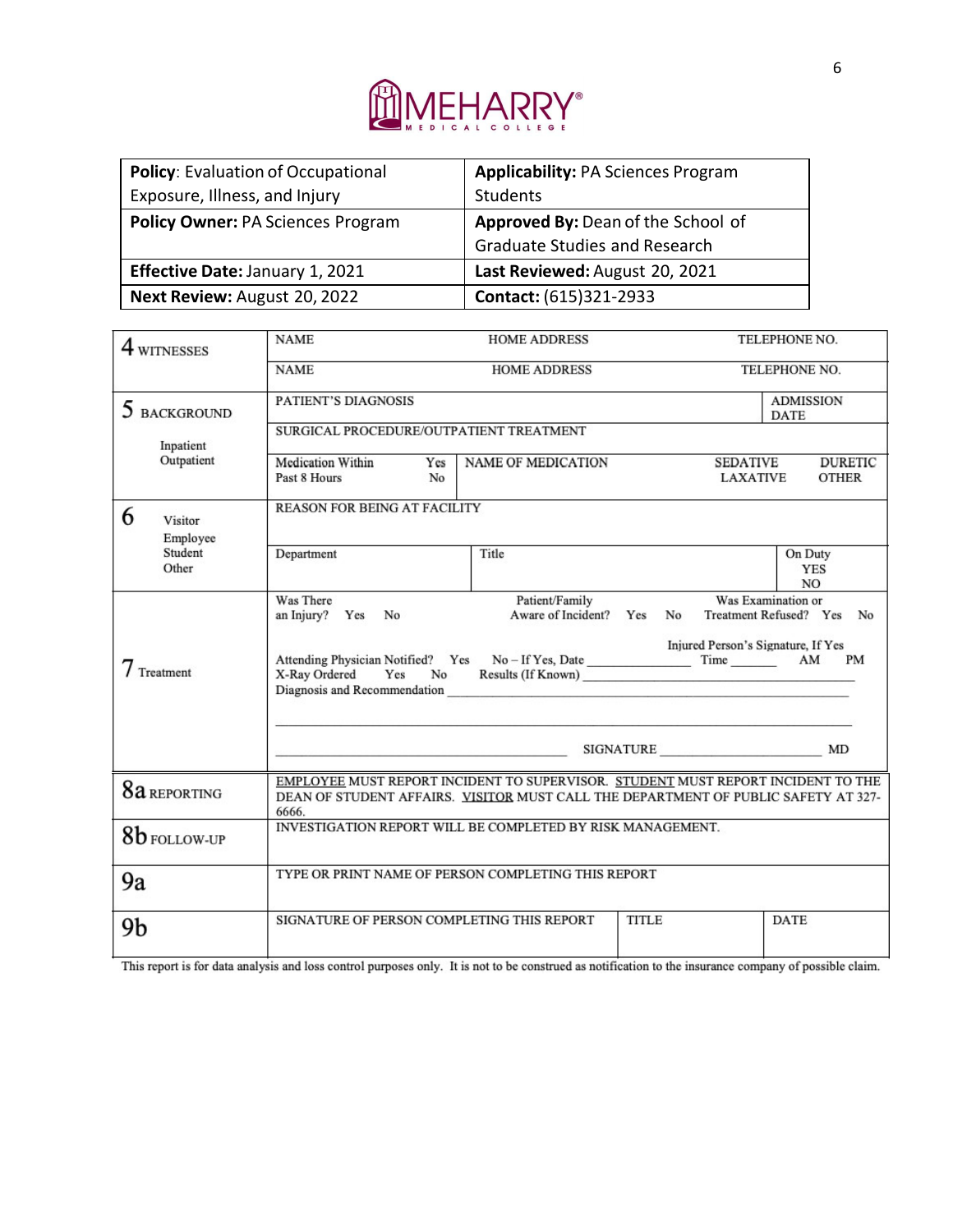| | |
|---|---|
| **Policy**: Evaluation of Occupational Exposure, Illness, and Injury | **Applicability:** PA Sciences Program Students |
| **Policy Owner:** PA Sciences Program | **Approved By:** Dean of the School of Graduate Studies and Research |
| **Effective Date:** January 1, 2021 | **Last Reviewed:** August 20, 2021 |
| **Next Review:** August 20, 2022 | **Contact:** (615)321-2933 |

| | | | |
|---|---|---|---|
| 4 WITNESSES | NAME | HOME ADDRESS | TELEPHONE NO. |
| | NAME | HOME ADDRESS | TELEPHONE NO. |
| 5 BACKGROUND<br>Inpatient<br>Outpatient | PATIENT'S DIAGNOSIS | | ADMISSION DATE |
| | SURGICAL PROCEDURE/OUTPATIENT TREATMENT | | |
| | Medication Within Past 8 Hours Yes No | NAME OF MEDICATION | SEDATIVE DURETIC LAXATIVE OTHER |
| 6 Visitor<br>Employee<br>Student<br>Other | REASON FOR BEING AT FACILITY | | |
| | Department | Title | On Duty YES NO |
| 7 Treatment | Was There an Injury? Yes No<br>Attending Physician Notified? Yes No – If Yes, Date \_\_\_\_\_\_ Time \_\_\_\_\_\_ AM PM<br>X-Ray Ordered Yes No Results (If Known) \_\_\_\_\_\_<br>Diagnosis and Recommendation \_\_\_\_\_\_<br>\_\_\_\_\_\_<br>\_\_\_\_\_\_ SIGNATURE \_\_\_\_\_\_ MD | Patient/Family Aware of Incident? Yes No | Was Examination or Treatment Refused? Yes No<br>Injured Person's Signature, If Yes |
| 8a REPORTING | EMPLOYEE MUST REPORT INCIDENT TO SUPERVISOR. STUDENT MUST REPORT INCIDENT TO THE DEAN OF STUDENT AFFAIRS. VISITOR MUST CALL THE DEPARTMENT OF PUBLIC SAFETY AT 327-6666. | | |
| 8b FOLLOW-UP | INVESTIGATION REPORT WILL BE COMPLETED BY RISK MANAGEMENT. | | |
| 9a | TYPE OR PRINT NAME OF PERSON COMPLETING THIS REPORT | | |
| 9b | SIGNATURE OF PERSON COMPLETING THIS REPORT | TITLE | DATE |

This report is for data analysis and loss control purposes only. It is not to be construed as notification to the insurance company of possible claim.